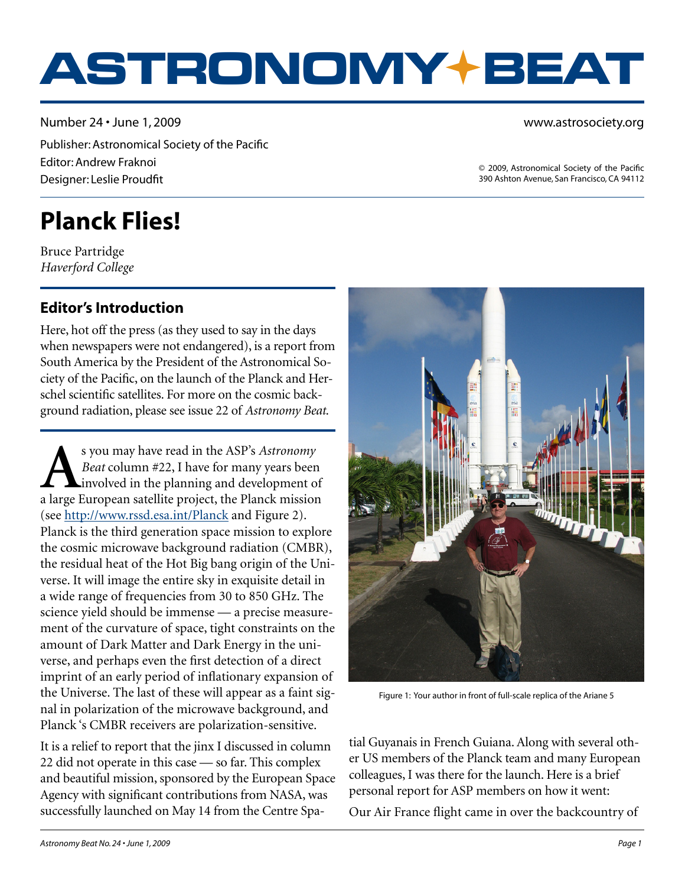# ASTRONOMY BEAT

Number 24 • June 1, 2009

www.astrosociety.org

Publisher: Astronomical Society of the Pacific
Editor: Andrew Fraknoi
Designer: Leslie Proudfit

© 2009, Astronomical Society of the Pacific
390 Ashton Avenue, San Francisco, CA 94112

# Planck Flies!

Bruce Partridge
*Haverford College*

## Editor's Introduction

Here, hot off the press (as they used to say in the days when newspapers were not endangered), is a report from South America by the President of the Astronomical Society of the Pacific, on the launch of the Planck and Herschel scientific satellites. For more on the cosmic background radiation, please see issue 22 of *Astronomy Beat.*

---

As you may have read in the ASP's *Astronomy Beat* column #22, I have for many years been involved in the planning and development of a large European satellite project, the Planck mission (see http://www.rssd.esa.int/Planck and Figure 2). Planck is the third generation space mission to explore the cosmic microwave background radiation (CMBR), the residual heat of the Hot Big bang origin of the Universe. It will image the entire sky in exquisite detail in a wide range of frequencies from 30 to 850 GHz. The science yield should be immense — a precise measurement of the curvature of space, tight constraints on the amount of Dark Matter and Dark Energy in the universe, and perhaps even the first detection of a direct imprint of an early period of inflationary expansion of the Universe. The last of these will appear as a faint signal in polarization of the microwave background, and Planck 's CMBR receivers are polarization-sensitive.

It is a relief to report that the jinx I discussed in column 22 did not operate in this case — so far. This complex and beautiful mission, sponsored by the European Space Agency with significant contributions from NASA, was successfully launched on May 14 from the Centre Spatial Guyanais in French Guiana. Along with several other US members of the Planck team and many European colleagues, I was there for the launch. Here is a brief personal report for ASP members on how it went:

Figure 1: Your author in front of full-scale replica of the Ariane 5

Our Air France flight came in over the backcountry of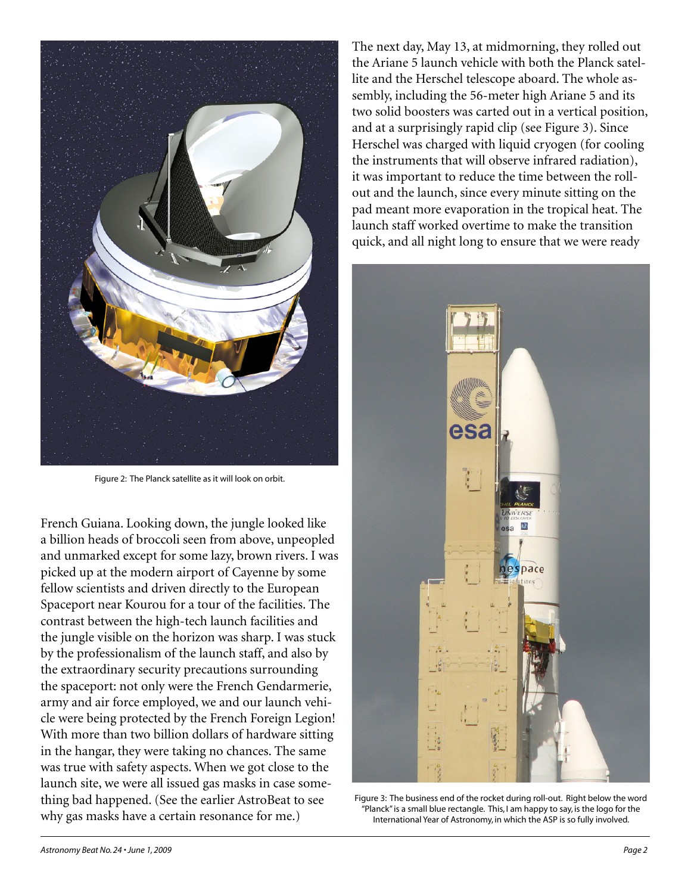Figure 2: The Planck satellite as it will look on orbit.

French Guiana. Looking down, the jungle looked like a billion heads of broccoli seen from above, unpeopled and unmarked except for some lazy, brown rivers. I was picked up at the modern airport of Cayenne by some fellow scientists and driven directly to the European Spaceport near Kourou for a tour of the facilities. The contrast between the high-tech launch facilities and the jungle visible on the horizon was sharp. I was stuck by the professionalism of the launch staff, and also by the extraordinary security precautions surrounding the spaceport: not only were the French Gendarmerie, army and air force employed, we and our launch vehicle were being protected by the French Foreign Legion! With more than two billion dollars of hardware sitting in the hangar, they were taking no chances. The same was true with safety aspects. When we got close to the launch site, we were all issued gas masks in case something bad happened. (See the earlier AstroBeat to see why gas masks have a certain resonance for me.)

The next day, May 13, at midmorning, they rolled out the Ariane 5 launch vehicle with both the Planck satellite and the Herschel telescope aboard. The whole assembly, including the 56-meter high Ariane 5 and its two solid boosters was carted out in a vertical position, and at a surprisingly rapid clip (see Figure 3). Since Herschel was charged with liquid cryogen (for cooling the instruments that will observe infrared radiation), it was important to reduce the time between the roll-out and the launch, since every minute sitting on the pad meant more evaporation in the tropical heat. The launch staff worked overtime to make the transition quick, and all night long to ensure that we were ready

Figure 3: The business end of the rocket during roll-out. Right below the word "Planck" is a small blue rectangle. This, I am happy to say, is the logo for the International Year of Astronomy, in which the ASP is so fully involved.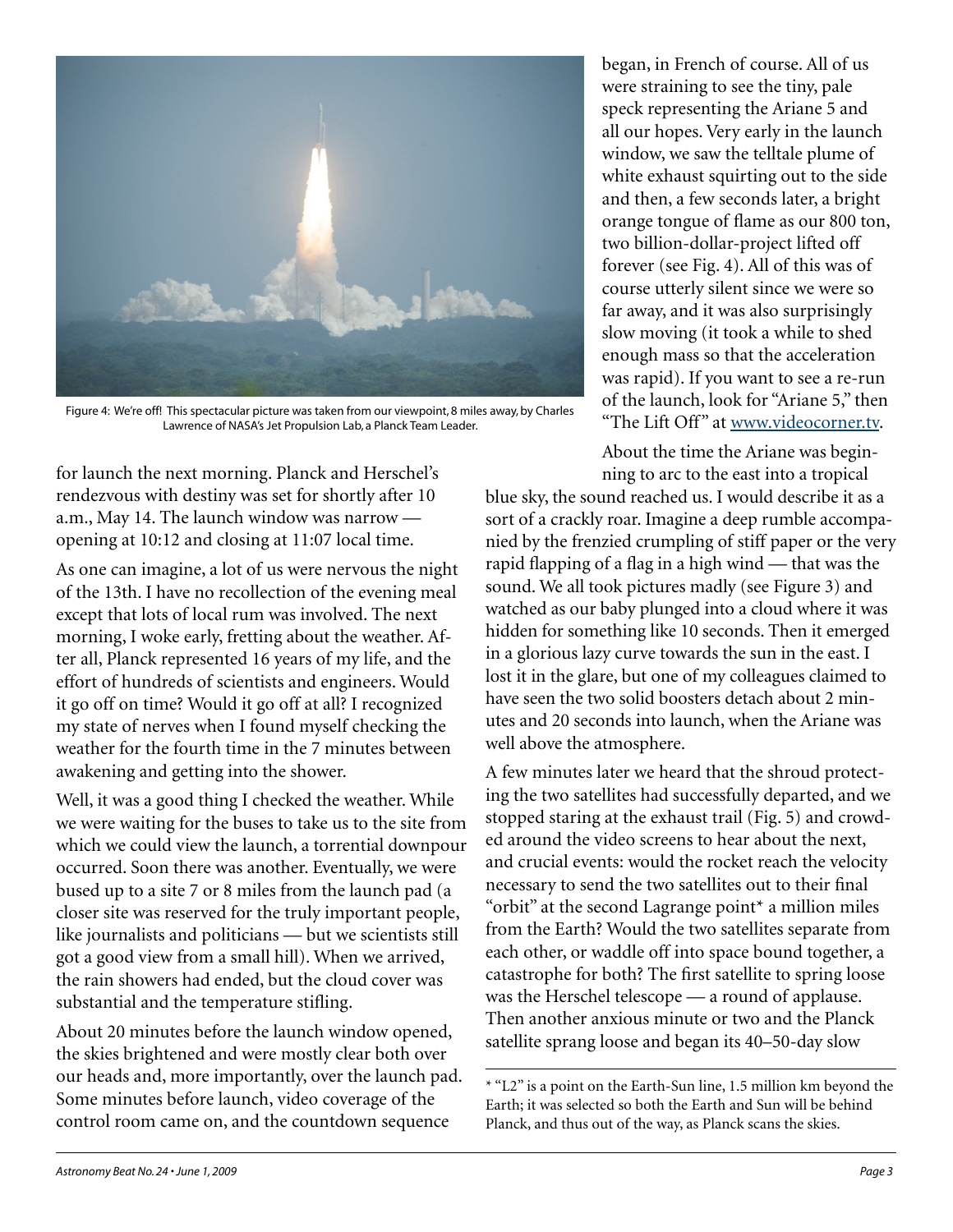Figure 4: We're off! This spectacular picture was taken from our viewpoint, 8 miles away, by Charles Lawrence of NASA's Jet Propulsion Lab, a Planck Team Leader.

for launch the next morning. Planck and Herschel's rendezvous with destiny was set for shortly after 10 a.m., May 14. The launch window was narrow — opening at 10:12 and closing at 11:07 local time.

As one can imagine, a lot of us were nervous the night of the 13th. I have no recollection of the evening meal except that lots of local rum was involved. The next morning, I woke early, fretting about the weather. After all, Planck represented 16 years of my life, and the effort of hundreds of scientists and engineers. Would it go off on time? Would it go off at all? I recognized my state of nerves when I found myself checking the weather for the fourth time in the 7 minutes between awakening and getting into the shower.

Well, it was a good thing I checked the weather. While we were waiting for the buses to take us to the site from which we could view the launch, a torrential downpour occurred. Soon there was another. Eventually, we were bused up to a site 7 or 8 miles from the launch pad (a closer site was reserved for the truly important people, like journalists and politicians — but we scientists still got a good view from a small hill). When we arrived, the rain showers had ended, but the cloud cover was substantial and the temperature stifling.

About 20 minutes before the launch window opened, the skies brightened and were mostly clear both over our heads and, more importantly, over the launch pad. Some minutes before launch, video coverage of the control room came on, and the countdown sequence began, in French of course. All of us were straining to see the tiny, pale speck representing the Ariane 5 and all our hopes. Very early in the launch window, we saw the telltale plume of white exhaust squirting out to the side and then, a few seconds later, a bright orange tongue of flame as our 800 ton, two billion-dollar-project lifted off forever (see Fig. 4). All of this was of course utterly silent since we were so far away, and it was also surprisingly slow moving (it took a while to shed enough mass so that the acceleration was rapid). If you want to see a re-run of the launch, look for "Ariane 5," then "The Lift Off" at www.videocorner.tv.

About the time the Ariane was beginning to arc to the east into a tropical blue sky, the sound reached us. I would describe it as a sort of a crackly roar. Imagine a deep rumble accompanied by the frenzied crumpling of stiff paper or the very rapid flapping of a flag in a high wind — that was the sound. We all took pictures madly (see Figure 3) and watched as our baby plunged into a cloud where it was hidden for something like 10 seconds. Then it emerged in a glorious lazy curve towards the sun in the east. I lost it in the glare, but one of my colleagues claimed to have seen the two solid boosters detach about 2 minutes and 20 seconds into launch, when the Ariane was well above the atmosphere.

A few minutes later we heard that the shroud protecting the two satellites had successfully departed, and we stopped staring at the exhaust trail (Fig. 5) and crowded around the video screens to hear about the next, and crucial events: would the rocket reach the velocity necessary to send the two satellites out to their final "orbit" at the second Lagrange point* a million miles from the Earth? Would the two satellites separate from each other, or waddle off into space bound together, a catastrophe for both? The first satellite to spring loose was the Herschel telescope — a round of applause. Then another anxious minute or two and the Planck satellite sprang loose and began its 40–50-day slow

* "L2" is a point on the Earth-Sun line, 1.5 million km beyond the Earth; it was selected so both the Earth and Sun will be behind Planck, and thus out of the way, as Planck scans the skies.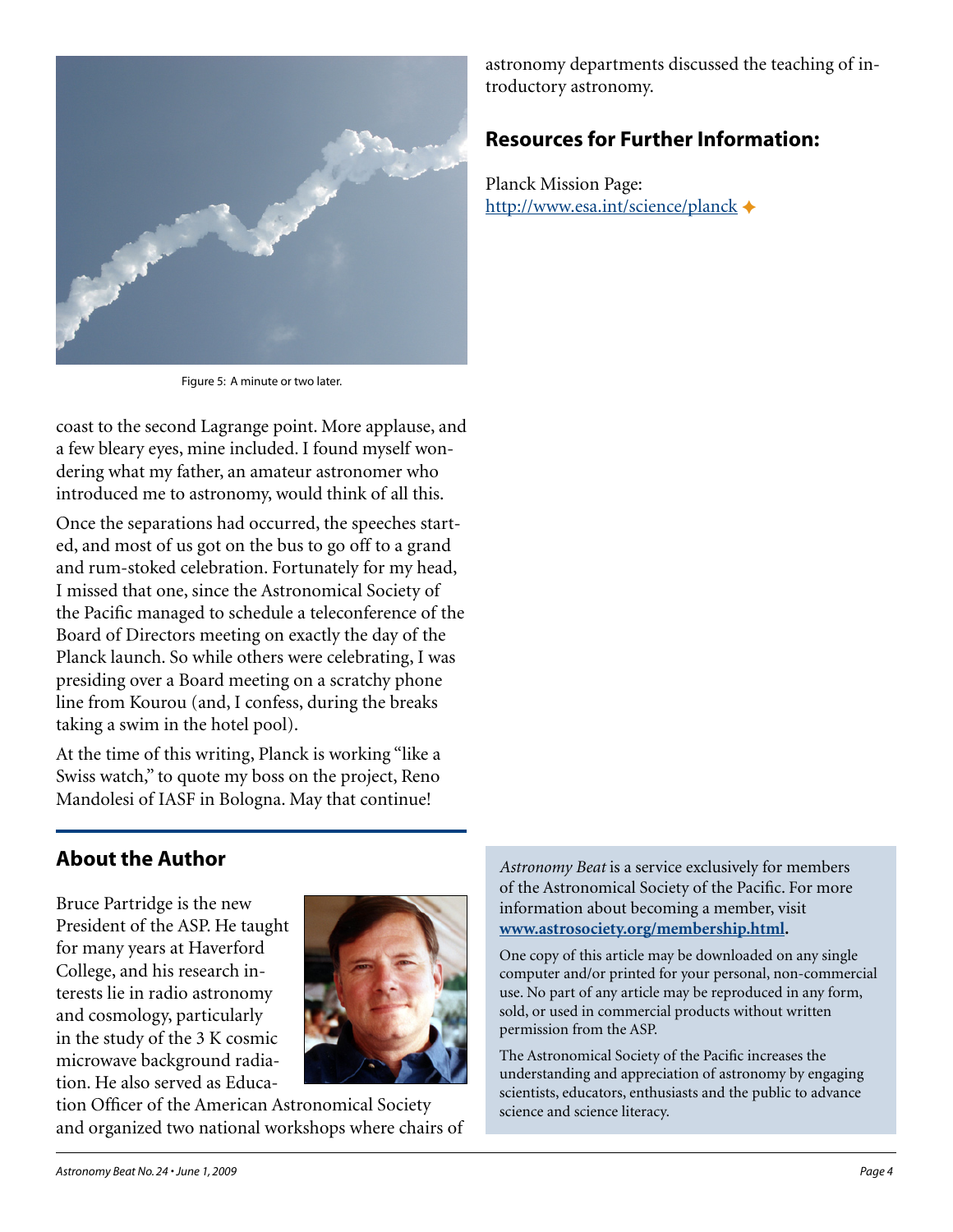Figure 5: A minute or two later.

coast to the second Lagrange point. More applause, and a few bleary eyes, mine included. I found myself wondering what my father, an amateur astronomer who introduced me to astronomy, would think of all this.

Once the separations had occurred, the speeches started, and most of us got on the bus to go off to a grand and rum-stoked celebration. Fortunately for my head, I missed that one, since the Astronomical Society of the Pacific managed to schedule a teleconference of the Board of Directors meeting on exactly the day of the Planck launch. So while others were celebrating, I was presiding over a Board meeting on a scratchy phone line from Kourou (and, I confess, during the breaks taking a swim in the hotel pool).

At the time of this writing, Planck is working "like a Swiss watch," to quote my boss on the project, Reno Mandolesi of IASF in Bologna. May that continue!

## About the Author

Bruce Partridge is the new President of the ASP. He taught for many years at Haverford College, and his research interests lie in radio astronomy and cosmology, particularly in the study of the 3 K cosmic microwave background radiation. He also served as Education Officer of the American Astronomical Society and organized two national workshops where chairs of astronomy departments discussed the teaching of introductory astronomy.

## Resources for Further Information:

Planck Mission Page:
http://www.esa.int/science/planck ✦

*Astronomy Beat* is a service exclusively for members of the Astronomical Society of the Pacific. For more information about becoming a member, visit **www.astrosociety.org/membership.html.**

One copy of this article may be downloaded on any single computer and/or printed for your personal, non-commercial use. No part of any article may be reproduced in any form, sold, or used in commercial products without written permission from the ASP.

The Astronomical Society of the Pacific increases the understanding and appreciation of astronomy by engaging scientists, educators, enthusiasts and the public to advance science and science literacy.